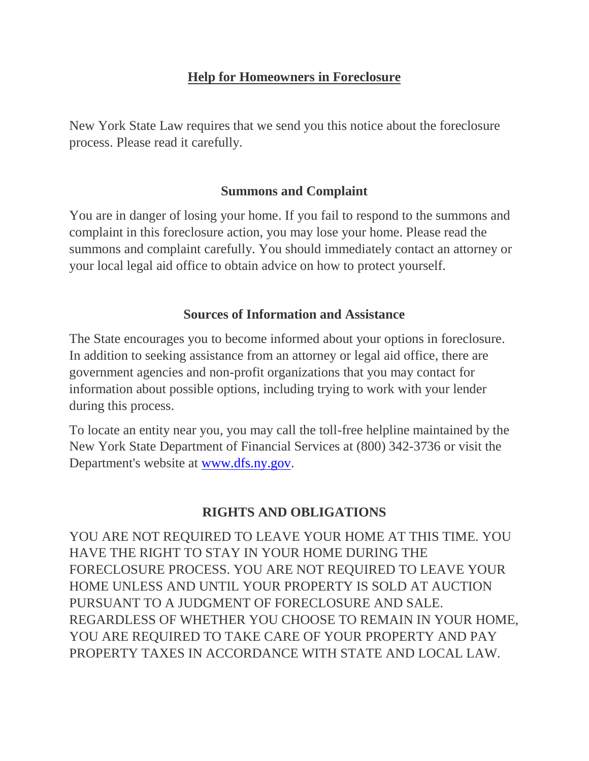# Help for Homeowners in Foreclosure

New York State Law requires that we send you this notice about the foreclosure process. Please read it carefully.

## Summons and Complaint

You are in danger of losing your home. If you fail to respond to the summons and complaint in this foreclosure action, you may lose your home. Please read the summons and complaint carefully. You should immediately contact an attorney or your local legal aid office to obtain advice on how to protect yourself.

## Sources of Information and Assistance

The State encourages you to become informed about your options in foreclosure. In addition to seeking assistance from an attorney or legal aid office, there are government agencies and non-profit organizations that you may contact for information about possible options, including trying to work with your lender during this process.

To locate an entity near you, you may call the toll-free helpline maintained by the New York State Department of Financial Services at (800) 342-3736 or visit the Department's website at [www.dfs.ny.gov](http://www.dfs.ny.gov).

## RIGHTS AND OBLIGATIONS

YOU ARE NOT REQUIRED TO LEAVE YOUR HOME AT THIS TIME. YOU HAVE THE RIGHT TO STAY IN YOUR HOME DURING THE FORECLOSURE PROCESS. YOU ARE NOT REQUIRED TO LEAVE YOUR HOME UNLESS AND UNTIL YOUR PROPERTY IS SOLD AT AUCTION PURSUANT TO A JUDGMENT OF FORECLOSURE AND SALE. REGARDLESS OF WHETHER YOU CHOOSE TO REMAIN IN YOUR HOME, YOU ARE REQUIRED TO TAKE CARE OF YOUR PROPERTY AND PAY PROPERTY TAXES IN ACCORDANCE WITH STATE AND LOCAL LAW.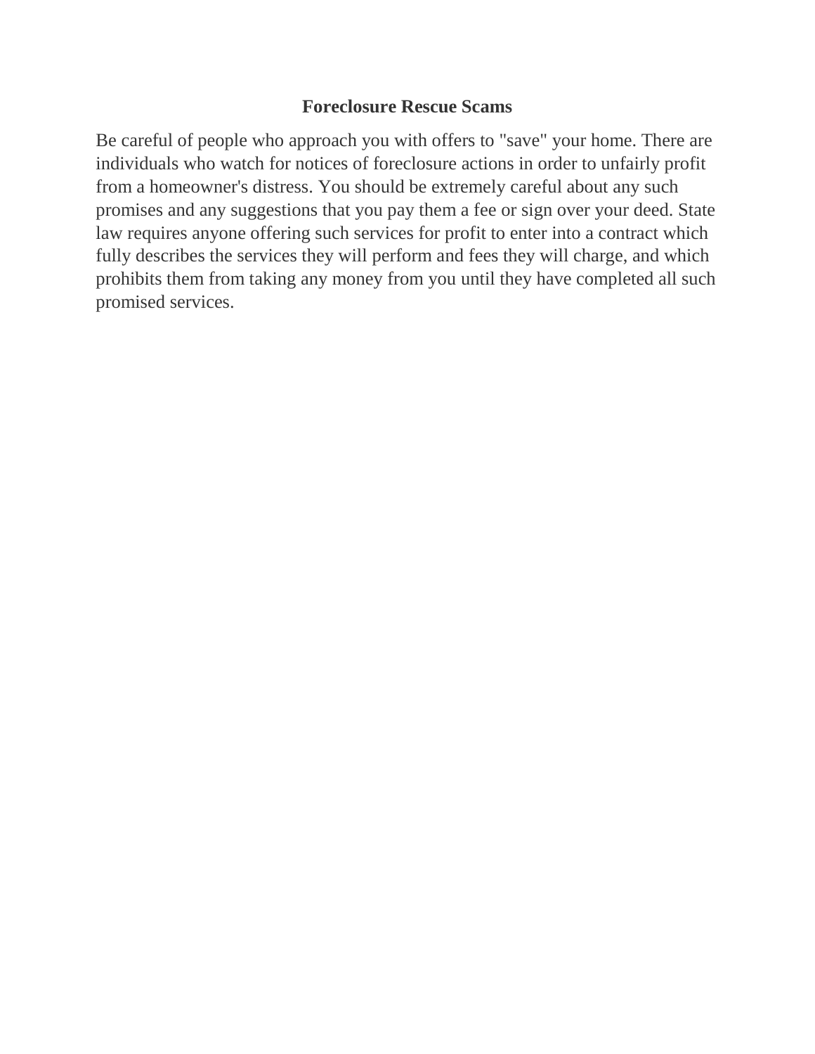## Foreclosure Rescue Scams

Be careful of people who approach you with offers to "save" your home. There are individuals who watch for notices of foreclosure actions in order to unfairly profit from a homeowner's distress. You should be extremely careful about any such promises and any suggestions that you pay them a fee or sign over your deed. State law requires anyone offering such services for profit to enter into a contract which fully describes the services they will perform and fees they will charge, and which prohibits them from taking any money from you until they have completed all such promised services.